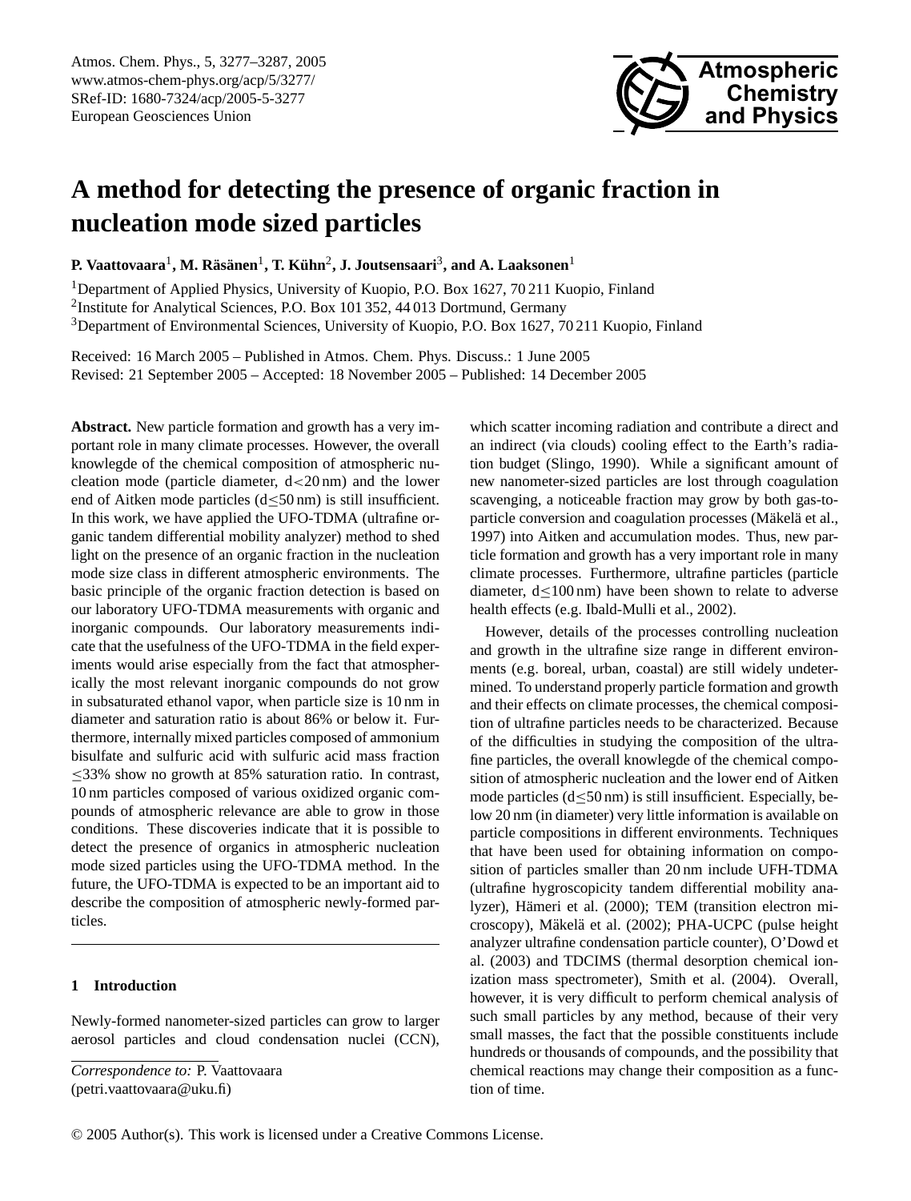# A method for detecting the presence of organic fraction in nucleation mode sized particles

**P. Vaattovaara[1], M. Räsänen[1], T. Kühn[2], J. Joutsensaari[3], and A. Laaksonen[1]**

[1]Department of Applied Physics, University of Kuopio, P.O. Box 1627, 70 211 Kuopio, Finland

[2]Institute for Analytical Sciences, P.O. Box 101 352, 44 013 Dortmund, Germany

[3]Department of Environmental Sciences, University of Kuopio, P.O. Box 1627, 70 211 Kuopio, Finland

Received: 16 March 2005 – Published in Atmos. Chem. Phys. Discuss.: 1 June 2005
Revised: 21 September 2005 – Accepted: 18 November 2005 – Published: 14 December 2005

**Abstract.** New particle formation and growth has a very important role in many climate processes. However, the overall knowlegde of the chemical composition of atmospheric nucleation mode (particle diameter, d<20 nm) and the lower end of Aitken mode particles (d≤50 nm) is still insufficient. In this work, we have applied the UFO-TDMA (ultrafine organic tandem differential mobility analyzer) method to shed light on the presence of an organic fraction in the nucleation mode size class in different atmospheric environments. The basic principle of the organic fraction detection is based on our laboratory UFO-TDMA measurements with organic and inorganic compounds. Our laboratory measurements indicate that the usefulness of the UFO-TDMA in the field experiments would arise especially from the fact that atmospherically the most relevant inorganic compounds do not grow in subsaturated ethanol vapor, when particle size is 10 nm in diameter and saturation ratio is about 86% or below it. Furthermore, internally mixed particles composed of ammonium bisulfate and sulfuric acid with sulfuric acid mass fraction ≤33% show no growth at 85% saturation ratio. In contrast, 10 nm particles composed of various oxidized organic compounds of atmospheric relevance are able to grow in those conditions. These discoveries indicate that it is possible to detect the presence of organics in atmospheric nucleation mode sized particles using the UFO-TDMA method. In the future, the UFO-TDMA is expected to be an important aid to describe the composition of atmospheric newly-formed particles.

## 1 Introduction

Newly-formed nanometer-sized particles can grow to larger aerosol particles and cloud condensation nuclei (CCN), which scatter incoming radiation and contribute a direct and an indirect (via clouds) cooling effect to the Earth's radiation budget (Slingo, 1990). While a significant amount of new nanometer-sized particles are lost through coagulation scavenging, a noticeable fraction may grow by both gas-to-particle conversion and coagulation processes (Mäkelä et al., 1997) into Aitken and accumulation modes. Thus, new particle formation and growth has a very important role in many climate processes. Furthermore, ultrafine particles (particle diameter, d≤100 nm) have been shown to relate to adverse health effects (e.g. Ibald-Mulli et al., 2002).

However, details of the processes controlling nucleation and growth in the ultrafine size range in different environments (e.g. boreal, urban, coastal) are still widely undetermined. To understand properly particle formation and growth and their effects on climate processes, the chemical composition of ultrafine particles needs to be characterized. Because of the difficulties in studying the composition of the ultrafine particles, the overall knowlegde of the chemical composition of atmospheric nucleation and the lower end of Aitken mode particles (d≤50 nm) is still insufficient. Especially, below 20 nm (in diameter) very little information is available on particle compositions in different environments. Techniques that have been used for obtaining information on composition of particles smaller than 20 nm include UFH-TDMA (ultrafine hygroscopicity tandem differential mobility analyzer), Hämeri et al. (2000); TEM (transition electron microscopy), Mäkelä et al. (2002); PHA-UCPC (pulse height analyzer ultrafine condensation particle counter), O'Dowd et al. (2003) and TDCIMS (thermal desorption chemical ionization mass spectrometer), Smith et al. (2004). Overall, however, it is very difficult to perform chemical analysis of such small particles by any method, because of their very small masses, the fact that the possible constituents include hundreds or thousands of compounds, and the possibility that chemical reactions may change their composition as a function of time.

*Correspondence to:* P. Vaattovaara
(petri.vaattovaara@uku.fi)

© 2005 Author(s). This work is licensed under a Creative Commons License.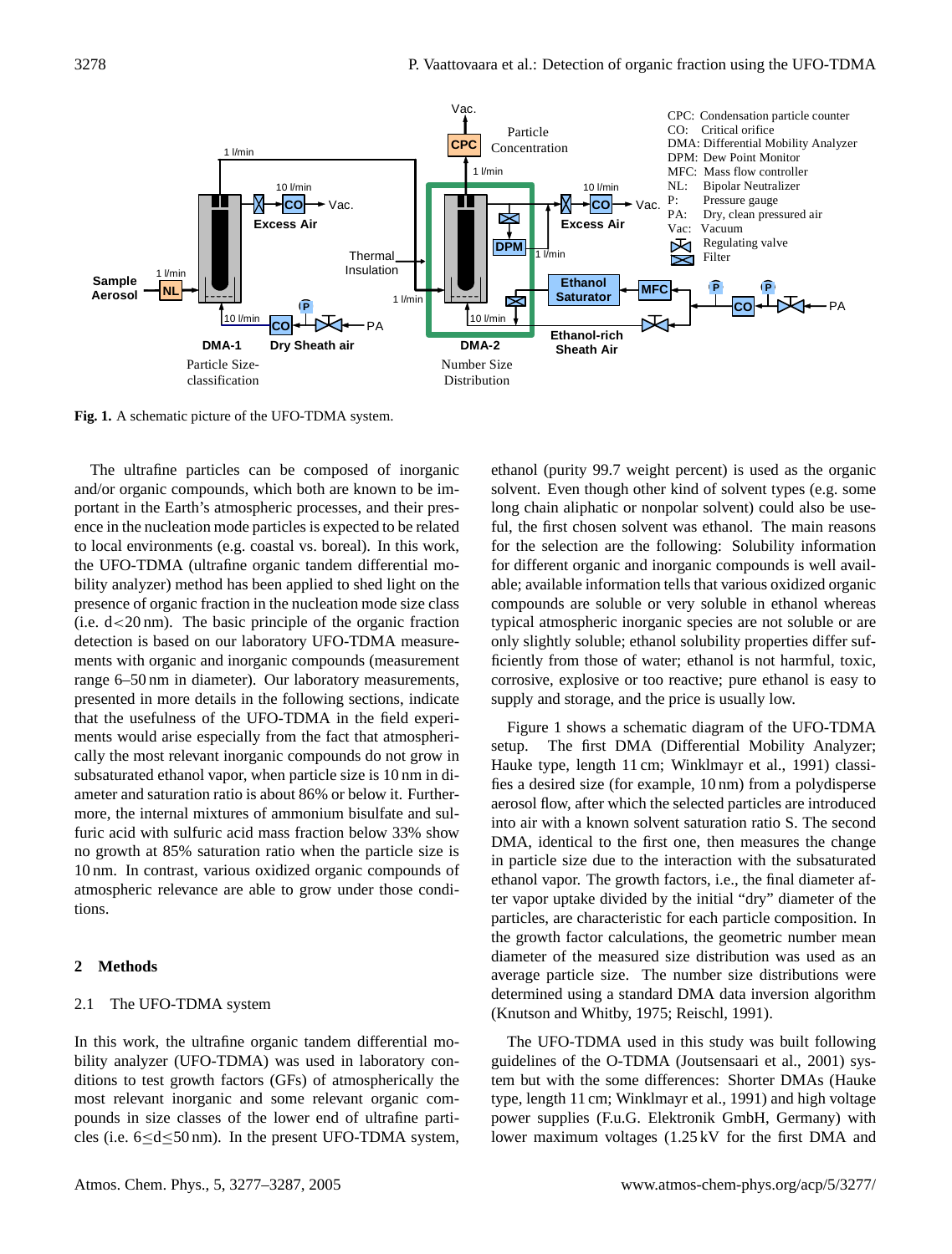**Fig. 1.** A schematic picture of the UFO-TDMA system.

The ultrafine particles can be composed of inorganic and/or organic compounds, which both are known to be important in the Earth's atmospheric processes, and their presence in the nucleation mode particles is expected to be related to local environments (e.g. coastal vs. boreal). In this work, the UFO-TDMA (ultrafine organic tandem differential mobility analyzer) method has been applied to shed light on the presence of organic fraction in the nucleation mode size class (i.e. d<20 nm). The basic principle of the organic fraction detection is based on our laboratory UFO-TDMA measurements with organic and inorganic compounds (measurement range 6–50 nm in diameter). Our laboratory measurements, presented in more details in the following sections, indicate that the usefulness of the UFO-TDMA in the field experiments would arise especially from the fact that atmospherically the most relevant inorganic compounds do not grow in subsaturated ethanol vapor, when particle size is 10 nm in diameter and saturation ratio is about 86% or below it. Furthermore, the internal mixtures of ammonium bisulfate and sulfuric acid with sulfuric acid mass fraction below 33% show no growth at 85% saturation ratio when the particle size is 10 nm. In contrast, various oxidized organic compounds of atmospheric relevance are able to grow under those conditions.

## 2 Methods

### 2.1 The UFO-TDMA system

In this work, the ultrafine organic tandem differential mobility analyzer (UFO-TDMA) was used in laboratory conditions to test growth factors (GFs) of atmospherically the most relevant inorganic and some relevant organic compounds in size classes of the lower end of ultrafine particles (i.e. 6≤d≤50 nm). In the present UFO-TDMA system, ethanol (purity 99.7 weight percent) is used as the organic solvent. Even though other kind of solvent types (e.g. some long chain aliphatic or nonpolar solvent) could also be useful, the first chosen solvent was ethanol. The main reasons for the selection are the following: Solubility information for different organic and inorganic compounds is well available; available information tells that various oxidized organic compounds are soluble or very soluble in ethanol whereas typical atmospheric inorganic species are not soluble or are only slightly soluble; ethanol solubility properties differ sufficiently from those of water; ethanol is not harmful, toxic, corrosive, explosive or too reactive; pure ethanol is easy to supply and storage, and the price is usually low.

Figure 1 shows a schematic diagram of the UFO-TDMA setup. The first DMA (Differential Mobility Analyzer; Hauke type, length 11 cm; Winklmayr et al., 1991) classifies a desired size (for example, 10 nm) from a polydisperse aerosol flow, after which the selected particles are introduced into air with a known solvent saturation ratio S. The second DMA, identical to the first one, then measures the change in particle size due to the interaction with the subsaturated ethanol vapor. The growth factors, i.e., the final diameter after vapor uptake divided by the initial "dry" diameter of the particles, are characteristic for each particle composition. In the growth factor calculations, the geometric number mean diameter of the measured size distribution was used as an average particle size. The number size distributions were determined using a standard DMA data inversion algorithm (Knutson and Whitby, 1975; Reischl, 1991).

The UFO-TDMA used in this study was built following guidelines of the O-TDMA (Joutsensaari et al., 2001) system but with the some differences: Shorter DMAs (Hauke type, length 11 cm; Winklmayr et al., 1991) and high voltage power supplies (F.u.G. Elektronik GmbH, Germany) with lower maximum voltages (1.25 kV for the first DMA and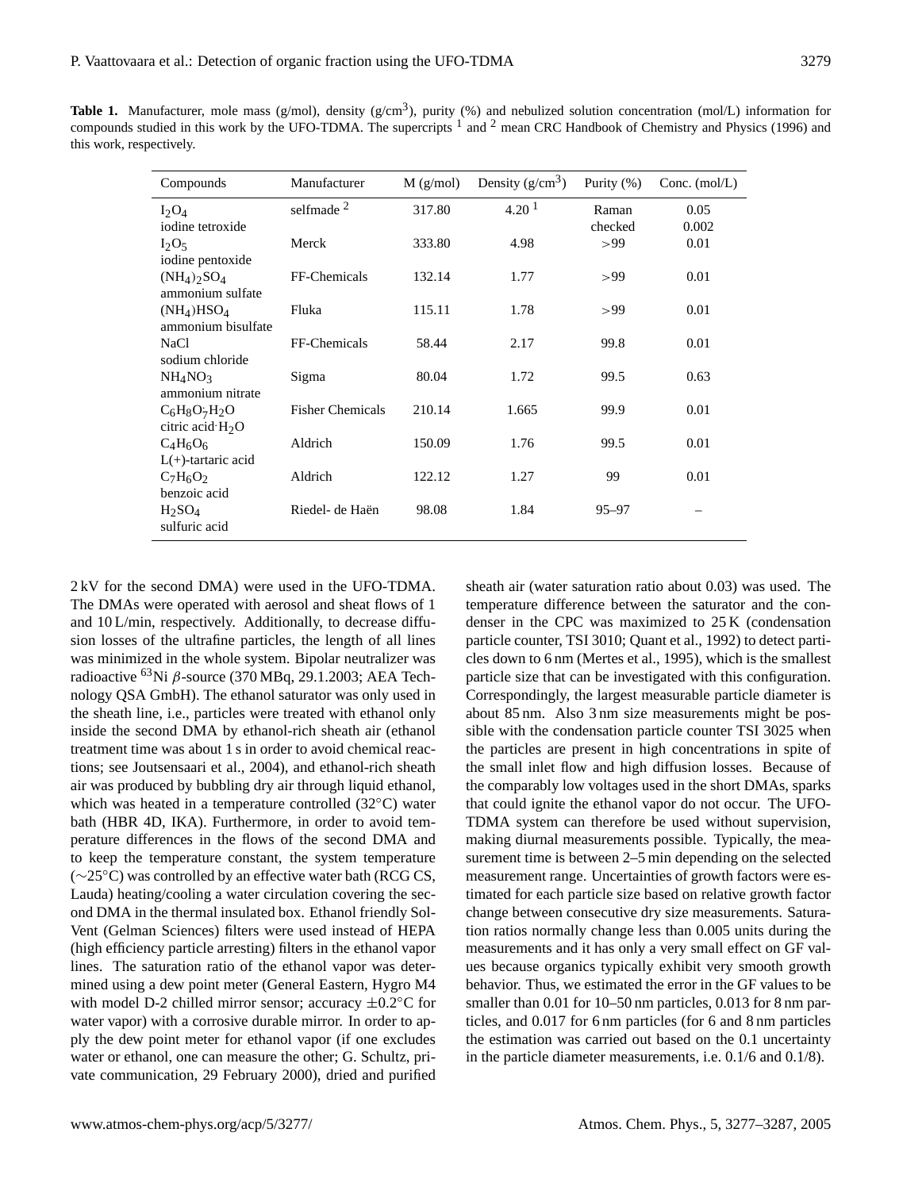**Table 1.** Manufacturer, mole mass (g/mol), density (g/cm$^3$), purity (%) and nebulized solution concentration (mol/L) information for compounds studied in this work by the UFO-TDMA. The supercripts [1] and [2] mean CRC Handbook of Chemistry and Physics (1996) and this work, respectively.

| Compounds | Manufacturer | M (g/mol) | Density (g/cm$^3$) | Purity (%) | Conc. (mol/L) |
|---|---|---|---|---|---|
| $I_2O_4$ iodine tetroxide | selfmade [2] | 317.80 | 4.20 [1] | Raman checked | 0.05 0.002 |
| $I_2O_5$ iodine pentoxide | Merck | 333.80 | 4.98 | >99 | 0.01 |
| $(NH_4)_2SO_4$ ammonium sulfate | FF-Chemicals | 132.14 | 1.77 | >99 | 0.01 |
| $(NH_4)HSO_4$ ammonium bisulfate | Fluka | 115.11 | 1.78 | >99 | 0.01 |
| NaCl sodium chloride | FF-Chemicals | 58.44 | 2.17 | 99.8 | 0.01 |
| $NH_4NO_3$ ammonium nitrate | Sigma | 80.04 | 1.72 | 99.5 | 0.63 |
| $C_6H_8O_7 \cdot H_2O$ citric acid$\cdot H_2O$ | Fisher Chemicals | 210.14 | 1.665 | 99.9 | 0.01 |
| $C_4H_6O_6$ L(+)-tartaric acid | Aldrich | 150.09 | 1.76 | 99.5 | 0.01 |
| $C_7H_6O_2$ benzoic acid | Aldrich | 122.12 | 1.27 | 99 | 0.01 |
| $H_2SO_4$ sulfuric acid | Riedel- de Haën | 98.08 | 1.84 | 95–97 | – |

2 kV for the second DMA) were used in the UFO-TDMA. The DMAs were operated with aerosol and sheat flows of 1 and 10 L/min, respectively. Additionally, to decrease diffusion losses of the ultrafine particles, the length of all lines was minimized in the whole system. Bipolar neutralizer was radioactive $^{63}$Ni $\beta$-source (370 MBq, 29.1.2003; AEA Technology QSA GmbH). The ethanol saturator was only used in the sheath line, i.e., particles were treated with ethanol only inside the second DMA by ethanol-rich sheath air (ethanol treatment time was about 1 s in order to avoid chemical reactions; see Joutsensaari et al., 2004), and ethanol-rich sheath air was produced by bubbling dry air through liquid ethanol, which was heated in a temperature controlled (32°C) water bath (HBR 4D, IKA). Furthermore, in order to avoid temperature differences in the flows of the second DMA and to keep the temperature constant, the system temperature (~25°C) was controlled by an effective water bath (RCG CS, Lauda) heating/cooling a water circulation covering the second DMA in the thermal insulated box. Ethanol friendly Sol-Vent (Gelman Sciences) filters were used instead of HEPA (high efficiency particle arresting) filters in the ethanol vapor lines. The saturation ratio of the ethanol vapor was determined using a dew point meter (General Eastern, Hygro M4 with model D-2 chilled mirror sensor; accuracy ±0.2°C for water vapor) with a corrosive durable mirror. In order to apply the dew point meter for ethanol vapor (if one excludes water or ethanol, one can measure the other; G. Schultz, private communication, 29 February 2000), dried and purified sheath air (water saturation ratio about 0.03) was used. The temperature difference between the saturator and the condenser in the CPC was maximized to 25 K (condensation particle counter, TSI 3010; Quant et al., 1992) to detect particles down to 6 nm (Mertes et al., 1995), which is the smallest particle size that can be investigated with this configuration. Correspondingly, the largest measurable particle diameter is about 85 nm. Also 3 nm size measurements might be possible with the condensation particle counter TSI 3025 when the particles are present in high concentrations in spite of the small inlet flow and high diffusion losses. Because of the comparably low voltages used in the short DMAs, sparks that could ignite the ethanol vapor do not occur. The UFO-TDMA system can therefore be used without supervision, making diurnal measurements possible. Typically, the measurement time is between 2–5 min depending on the selected measurement range. Uncertainties of growth factors were estimated for each particle size based on relative growth factor change between consecutive dry size measurements. Saturation ratios normally change less than 0.005 units during the measurements and it has only a very small effect on GF values because organics typically exhibit very smooth growth behavior. Thus, we estimated the error in the GF values to be smaller than 0.01 for 10–50 nm particles, 0.013 for 8 nm particles, and 0.017 for 6 nm particles (for 6 and 8 nm particles the estimation was carried out based on the 0.1 uncertainty in the particle diameter measurements, i.e. 0.1/6 and 0.1/8).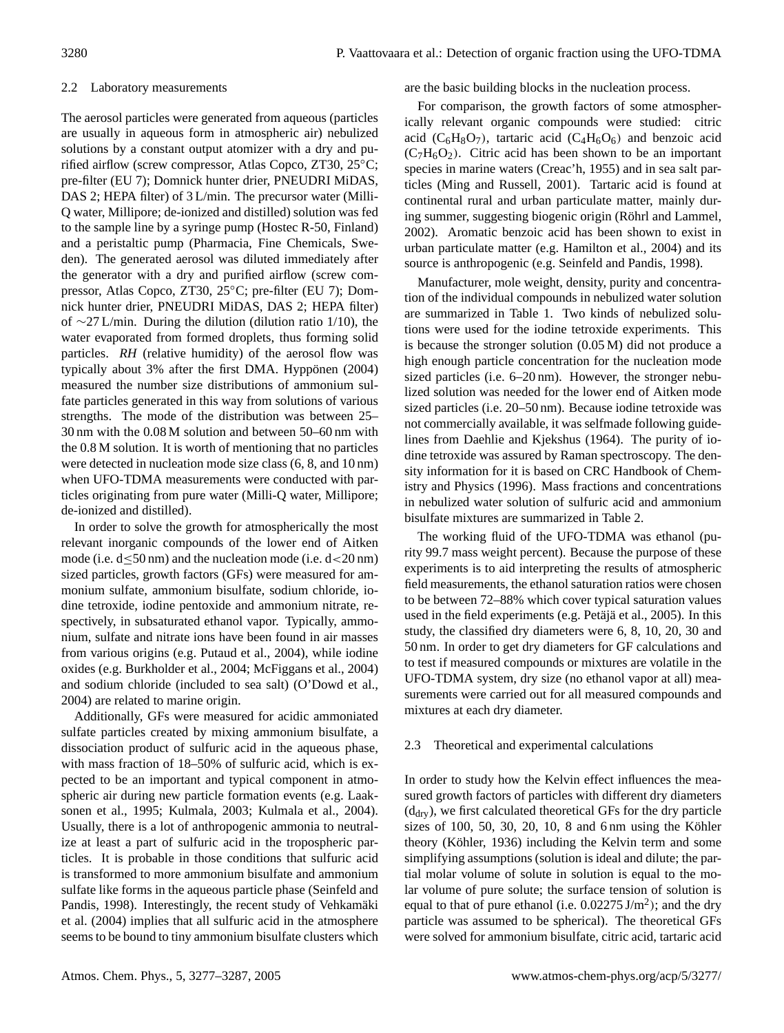### 2.2 Laboratory measurements

The aerosol particles were generated from aqueous (particles are usually in aqueous form in atmospheric air) nebulized solutions by a constant output atomizer with a dry and purified airflow (screw compressor, Atlas Copco, ZT30, 25°C; pre-filter (EU 7); Domnick hunter drier, PNEUDRI MiDAS, DAS 2; HEPA filter) of 3 L/min. The precursor water (Milli-Q water, Millipore; de-ionized and distilled) solution was fed to the sample line by a syringe pump (Hostec R-50, Finland) and a peristaltic pump (Pharmacia, Fine Chemicals, Sweden). The generated aerosol was diluted immediately after the generator with a dry and purified airflow (screw compressor, Atlas Copco, ZT30, 25°C; pre-filter (EU 7); Domnick hunter drier, PNEUDRI MiDAS, DAS 2; HEPA filter) of ∼27 L/min. During the dilution (dilution ratio 1/10), the water evaporated from formed droplets, thus forming solid particles. *RH* (relative humidity) of the aerosol flow was typically about 3% after the first DMA. Hyppönen (2004) measured the number size distributions of ammonium sulfate particles generated in this way from solutions of various strengths. The mode of the distribution was between 25–30 nm with the 0.08 M solution and between 50–60 nm with the 0.8 M solution. It is worth of mentioning that no particles were detected in nucleation mode size class (6, 8, and 10 nm) when UFO-TDMA measurements were conducted with particles originating from pure water (Milli-Q water, Millipore; de-ionized and distilled).

In order to solve the growth for atmospherically the most relevant inorganic compounds of the lower end of Aitken mode (i.e. $d \leq 50$ nm) and the nucleation mode (i.e. $d < 20$ nm) sized particles, growth factors (GFs) were measured for ammonium sulfate, ammonium bisulfate, sodium chloride, iodine tetroxide, iodine pentoxide and ammonium nitrate, respectively, in subsaturated ethanol vapor. Typically, ammonium, sulfate and nitrate ions have been found in air masses from various origins (e.g. Putaud et al., 2004), while iodine oxides (e.g. Burkholder et al., 2004; McFiggans et al., 2004) and sodium chloride (included to sea salt) (O'Dowd et al., 2004) are related to marine origin.

Additionally, GFs were measured for acidic ammoniated sulfate particles created by mixing ammonium bisulfate, a dissociation product of sulfuric acid in the aqueous phase, with mass fraction of 18–50% of sulfuric acid, which is expected to be an important and typical component in atmospheric air during new particle formation events (e.g. Laaksonen et al., 1995; Kulmala, 2003; Kulmala et al., 2004). Usually, there is a lot of anthropogenic ammonia to neutralize at least a part of sulfuric acid in the tropospheric particles. It is probable in those conditions that sulfuric acid is transformed to more ammonium bisulfate and ammonium sulfate like forms in the aqueous particle phase (Seinfeld and Pandis, 1998). Interestingly, the recent study of Vehkamäki et al. (2004) implies that all sulfuric acid in the atmosphere seems to be bound to tiny ammonium bisulfate clusters which are the basic building blocks in the nucleation process.

For comparison, the growth factors of some atmospherically relevant organic compounds were studied: citric acid ($C_6H_8O_7$), tartaric acid ($C_4H_6O_6$) and benzoic acid ($C_7H_6O_2$). Citric acid has been shown to be an important species in marine waters (Creac'h, 1955) and in sea salt particles (Ming and Russell, 2001). Tartaric acid is found at continental rural and urban particulate matter, mainly during summer, suggesting biogenic origin (Röhrl and Lammel, 2002). Aromatic benzoic acid has been shown to exist in urban particulate matter (e.g. Hamilton et al., 2004) and its source is anthropogenic (e.g. Seinfeld and Pandis, 1998).

Manufacturer, mole weight, density, purity and concentration of the individual compounds in nebulized water solution are summarized in Table 1. Two kinds of nebulized solutions were used for the iodine tetroxide experiments. This is because the stronger solution (0.05 M) did not produce a high enough particle concentration for the nucleation mode sized particles (i.e. 6–20 nm). However, the stronger nebulized solution was needed for the lower end of Aitken mode sized particles (i.e. 20–50 nm). Because iodine tetroxide was not commercially available, it was selfmade following guidelines from Daehlie and Kjekshus (1964). The purity of iodine tetroxide was assured by Raman spectroscopy. The density information for it is based on CRC Handbook of Chemistry and Physics (1996). Mass fractions and concentrations in nebulized water solution of sulfuric acid and ammonium bisulfate mixtures are summarized in Table 2.

The working fluid of the UFO-TDMA was ethanol (purity 99.7 mass weight percent). Because the purpose of these experiments is to aid interpreting the results of atmospheric field measurements, the ethanol saturation ratios were chosen to be between 72–88% which cover typical saturation values used in the field experiments (e.g. Petäjä et al., 2005). In this study, the classified dry diameters were 6, 8, 10, 20, 30 and 50 nm. In order to get dry diameters for GF calculations and to test if measured compounds or mixtures are volatile in the UFO-TDMA system, dry size (no ethanol vapor at all) measurements were carried out for all measured compounds and mixtures at each dry diameter.

### 2.3 Theoretical and experimental calculations

In order to study how the Kelvin effect influences the measured growth factors of particles with different dry diameters ($d_{dry}$), we first calculated theoretical GFs for the dry particle sizes of 100, 50, 30, 20, 10, 8 and 6 nm using the Köhler theory (Köhler, 1936) including the Kelvin term and some simplifying assumptions (solution is ideal and dilute; the partial molar volume of solute in solution is equal to the molar volume of pure solute; the surface tension of solution is equal to that of pure ethanol (i.e. 0.02275 J/m$^2$); and the dry particle was assumed to be spherical). The theoretical GFs were solved for ammonium bisulfate, citric acid, tartaric acid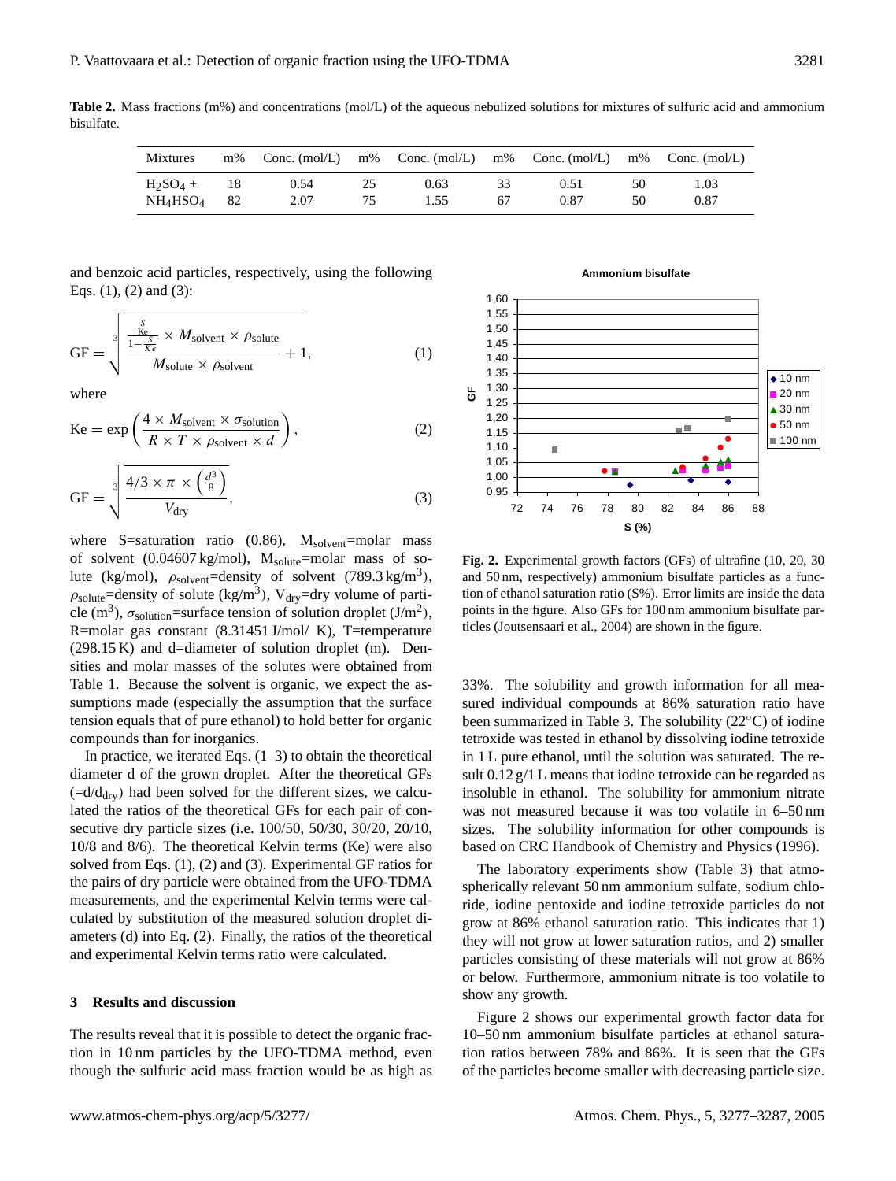**Table 2.** Mass fractions (m%) and concentrations (mol/L) of the aqueous nebulized solutions for mixtures of sulfuric acid and ammonium bisulfate.

| Mixtures | m% | Conc. (mol/L) | m% | Conc. (mol/L) | m% | Conc. (mol/L) | m% | Conc. (mol/L) |
|---|---|---|---|---|---|---|---|---|
| $H_2SO_4$ + | 18 | 0.54 | 25 | 0.63 | 33 | 0.51 | 50 | 1.03 |
| $NH_4HSO_4$ | 82 | 2.07 | 75 | 1.55 | 67 | 0.87 | 50 | 0.87 |

and benzoic acid particles, respectively, using the following Eqs. (1), (2) and (3):

$$GF = \sqrt[3]{\frac{\frac{\frac{S}{Ke}}{1-\frac{S}{Ke}} \times M_{solvent} \times \rho_{solute}}{M_{solute} \times \rho_{solvent}} + 1}, \tag{1}$$

where

$$Ke = \exp\left(\frac{4 \times M_{solvent} \times \sigma_{solution}}{R \times T \times \rho_{solvent} \times d}\right), \tag{2}$$

$$GF = \sqrt[3]{\frac{4/3 \times \pi \times \left(\frac{d^3}{8}\right)}{V_{dry}}}, \tag{3}$$

where S=saturation ratio (0.86), $M_{solvent}$=molar mass of solvent (0.04607 kg/mol), $M_{solute}$=molar mass of solute (kg/mol), $\rho_{solvent}$=density of solvent (789.3 kg/m$^3$), $\rho_{solute}$=density of solute (kg/m$^3$), $V_{dry}$=dry volume of particle (m$^3$), $\sigma_{solution}$=surface tension of solution droplet (J/m$^2$), R=molar gas constant (8.31451 J/mol/ K), T=temperature (298.15 K) and d=diameter of solution droplet (m). Densities and molar masses of the solutes were obtained from Table 1. Because the solvent is organic, we expect the assumptions made (especially the assumption that the surface tension equals that of pure ethanol) to hold better for organic compounds than for inorganics.

In practice, we iterated Eqs. (1–3) to obtain the theoretical diameter d of the grown droplet. After the theoretical GFs (=$d/d_{dry}$) had been solved for the different sizes, we calculated the ratios of the theoretical GFs for each pair of consecutive dry particle sizes (i.e. 100/50, 50/30, 30/20, 20/10, 10/8 and 8/6). The theoretical Kelvin terms (Ke) were also solved from Eqs. (1), (2) and (3). Experimental GF ratios for the pairs of dry particle were obtained from the UFO-TDMA measurements, and the experimental Kelvin terms were calculated by substitution of the measured solution droplet diameters (d) into Eq. (2). Finally, the ratios of the theoretical and experimental Kelvin terms ratio were calculated.

## 3 Results and discussion

The results reveal that it is possible to detect the organic fraction in 10 nm particles by the UFO-TDMA method, even though the sulfuric acid mass fraction would be as high as 33%. The solubility and growth information for all measured individual compounds at 86% saturation ratio have been summarized in Table 3. The solubility (22°C) of iodine tetroxide was tested in ethanol by dissolving iodine tetroxide in 1 L pure ethanol, until the solution was saturated. The result 0.12 g/1 L means that iodine tetroxide can be regarded as insoluble in ethanol. The solubility for ammonium nitrate was not measured because it was too volatile in 6–50 nm sizes. The solubility information for other compounds is based on CRC Handbook of Chemistry and Physics (1996).

**Fig. 2.** Experimental growth factors (GFs) of ultrafine (10, 20, 30 and 50 nm, respectively) ammonium bisulfate particles as a function of ethanol saturation ratio (S%). Error limits are inside the data points in the figure. Also GFs for 100 nm ammonium bisulfate particles (Joutsensaari et al., 2004) are shown in the figure.

The laboratory experiments show (Table 3) that atmospherically relevant 50 nm ammonium sulfate, sodium chloride, iodine pentoxide and iodine tetroxide particles do not grow at 86% ethanol saturation ratio. This indicates that 1) they will not grow at lower saturation ratios, and 2) smaller particles consisting of these materials will not grow at 86% or below. Furthermore, ammonium nitrate is too volatile to show any growth.

Figure 2 shows our experimental growth factor data for 10–50 nm ammonium bisulfate particles at ethanol saturation ratios between 78% and 86%. It is seen that the GFs of the particles become smaller with decreasing particle size.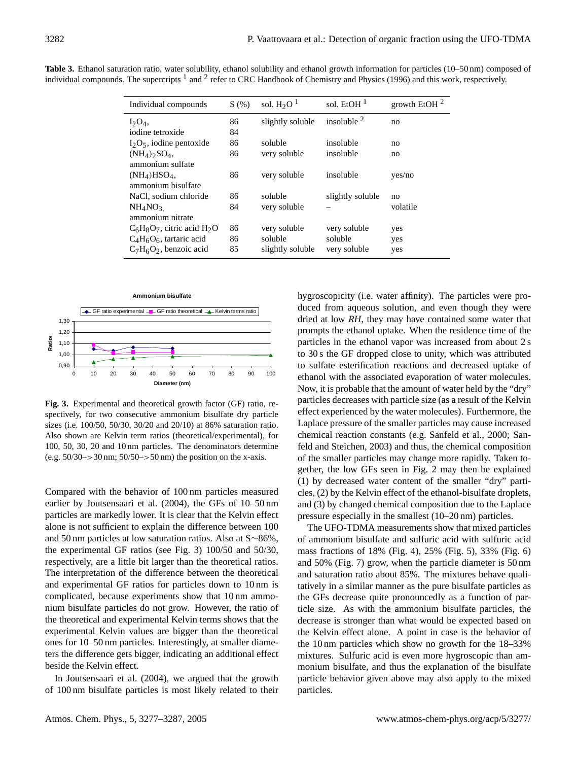**Table 3.** Ethanol saturation ratio, water solubility, ethanol solubility and ethanol growth information for particles (10–50 nm) composed of individual compounds. The supercripts [1] and [2] refer to CRC Handbook of Chemistry and Physics (1996) and this work, respectively.

| Individual compounds | S (%) | sol. $H_2O$ [1] | sol. EtOH [1] | growth EtOH [2] |
|---|---|---|---|---|
| $I_2O_4$, iodine tetroxide | 86<br>84 | slightly soluble | insoluble [2] | no |
| $I_2O_5$, iodine pentoxide | 86 | soluble | insoluble | no |
| $(NH_4)_2SO_4$, ammonium sulfate | 86 | very soluble | insoluble | no |
| $(NH_4)HSO_4$, ammonium bisulfate | 86 | very soluble | insoluble | yes/no |
| NaCl, sodium chloride | 86 | soluble | slightly soluble | no |
| $NH_4NO_3$, ammonium nitrate | 84 | very soluble | – | volatile |
| $C_6H_8O_7$, citric acid$\cdot H_2O$ | 86 | very soluble | very soluble | yes |
| $C_4H_6O_6$, tartaric acid | 86 | soluble | soluble | yes |
| $C_7H_6O_2$, benzoic acid | 85 | slightly soluble | very soluble | yes |

**Fig. 3.** Experimental and theoretical growth factor (GF) ratio, respectively, for two consecutive ammonium bisulfate dry particle sizes (i.e. 100/50, 50/30, 30/20 and 20/10) at 86% saturation ratio. Also shown are Kelvin term ratios (theoretical/experimental), for 100, 50, 30, 20 and 10 nm particles. The denominators determine (e.g. 50/30–>30 nm; 50/50–>50 nm) the position on the x-axis.

Compared with the behavior of 100 nm particles measured earlier by Joutsensaari et al. (2004), the GFs of 10–50 nm particles are markedly lower. It is clear that the Kelvin effect alone is not sufficient to explain the difference between 100 and 50 nm particles at low saturation ratios. Also at S∼86%, the experimental GF ratios (see Fig. 3) 100/50 and 50/30, respectively, are a little bit larger than the theoretical ratios. The interpretation of the difference between the theoretical and experimental GF ratios for particles down to 10 nm is complicated, because experiments show that 10 nm ammonium bisulfate particles do not grow. However, the ratio of the theoretical and experimental Kelvin terms shows that the experimental Kelvin values are bigger than the theoretical ones for 10–50 nm particles. Interestingly, at smaller diameters the difference gets bigger, indicating an additional effect beside the Kelvin effect.

In Joutsensaari et al. (2004), we argued that the growth of 100 nm bisulfate particles is most likely related to their hygroscopicity (i.e. water affinity). The particles were produced from aqueous solution, and even though they were dried at low *RH*, they may have contained some water that prompts the ethanol uptake. When the residence time of the particles in the ethanol vapor was increased from about 2 s to 30 s the GF dropped close to unity, which was attributed to sulfate esterification reactions and decreased uptake of ethanol with the associated evaporation of water molecules. Now, it is probable that the amount of water held by the "dry" particles decreases with particle size (as a result of the Kelvin effect experienced by the water molecules). Furthermore, the Laplace pressure of the smaller particles may cause increased chemical reaction constants (e.g. Sanfeld et al., 2000; Sanfeld and Steichen, 2003) and thus, the chemical composition of the smaller particles may change more rapidly. Taken together, the low GFs seen in Fig. 2 may then be explained (1) by decreased water content of the smaller "dry" particles, (2) by the Kelvin effect of the ethanol-bisulfate droplets, and (3) by changed chemical composition due to the Laplace pressure especially in the smallest (10–20 nm) particles.

The UFO-TDMA measurements show that mixed particles of ammonium bisulfate and sulfuric acid with sulfuric acid mass fractions of 18% (Fig. 4), 25% (Fig. 5), 33% (Fig. 6) and 50% (Fig. 7) grow, when the particle diameter is 50 nm and saturation ratio about 85%. The mixtures behave qualitatively in a similar manner as the pure bisulfate particles as the GFs decrease quite pronouncedly as a function of particle size. As with the ammonium bisulfate particles, the decrease is stronger than what would be expected based on the Kelvin effect alone. A point in case is the behavior of the 10 nm particles which show no growth for the 18–33% mixtures. Sulfuric acid is even more hygroscopic than ammonium bisulfate, and thus the explanation of the bisulfate particle behavior given above may also apply to the mixed particles.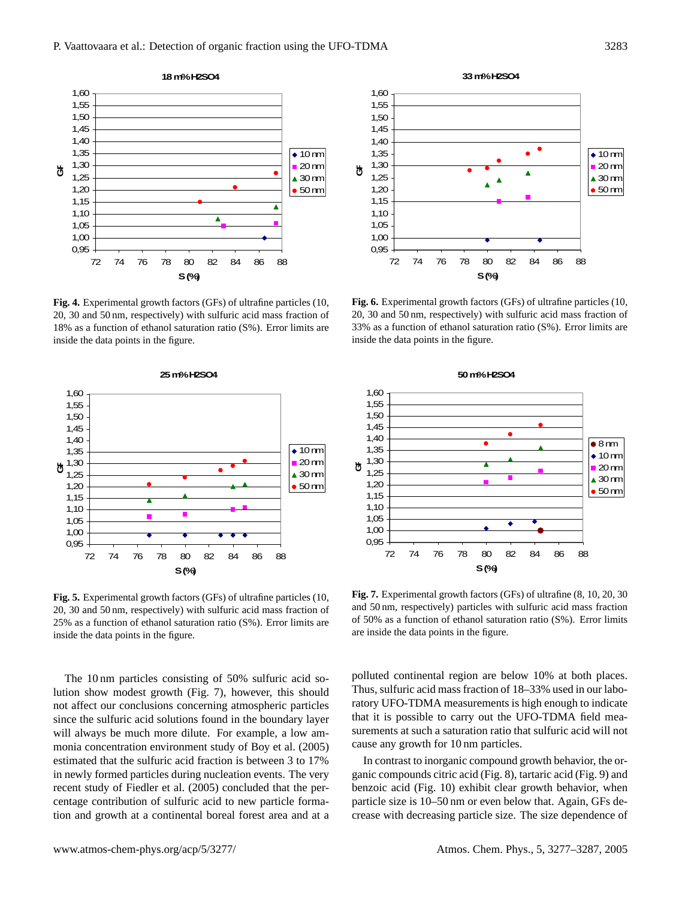Fig. 4. Experimental growth factors (GFs) of ultrafine particles (10, 20, 30 and 50 nm, respectively) with sulfuric acid mass fraction of 18% as a function of ethanol saturation ratio (S%). Error limits are inside the data points in the figure.

Fig. 6. Experimental growth factors (GFs) of ultrafine particles (10, 20, 30 and 50 nm, respectively) with sulfuric acid mass fraction of 33% as a function of ethanol saturation ratio (S%). Error limits are inside the data points in the figure.

Fig. 5. Experimental growth factors (GFs) of ultrafine particles (10, 20, 30 and 50 nm, respectively) with sulfuric acid mass fraction of 25% as a function of ethanol saturation ratio (S%). Error limits are inside the data points in the figure.

Fig. 7. Experimental growth factors (GFs) of ultrafine (8, 10, 20, 30 and 50 nm, respectively) particles with sulfuric acid mass fraction of 50% as a function of ethanol saturation ratio (S%). Error limits are inside the data points in the figure.

The 10 nm particles consisting of 50% sulfuric acid solution show modest growth (Fig. 7), however, this should not affect our conclusions concerning atmospheric particles since the sulfuric acid solutions found in the boundary layer will always be much more dilute. For example, a low ammonia concentration environment study of Boy et al. (2005) estimated that the sulfuric acid fraction is between 3 to 17% in newly formed particles during nucleation events. The very recent study of Fiedler et al. (2005) concluded that the percentage contribution of sulfuric acid to new particle formation and growth at a continental boreal forest area and at a polluted continental region are below 10% at both places. Thus, sulfuric acid mass fraction of 18–33% used in our laboratory UFO-TDMA measurements is high enough to indicate that it is possible to carry out the UFO-TDMA field measurements at such a saturation ratio that sulfuric acid will not cause any growth for 10 nm particles.

In contrast to inorganic compound growth behavior, the organic compounds citric acid (Fig. 8), tartaric acid (Fig. 9) and benzoic acid (Fig. 10) exhibit clear growth behavior, when particle size is 10–50 nm or even below that. Again, GFs decrease with decreasing particle size. The size dependence of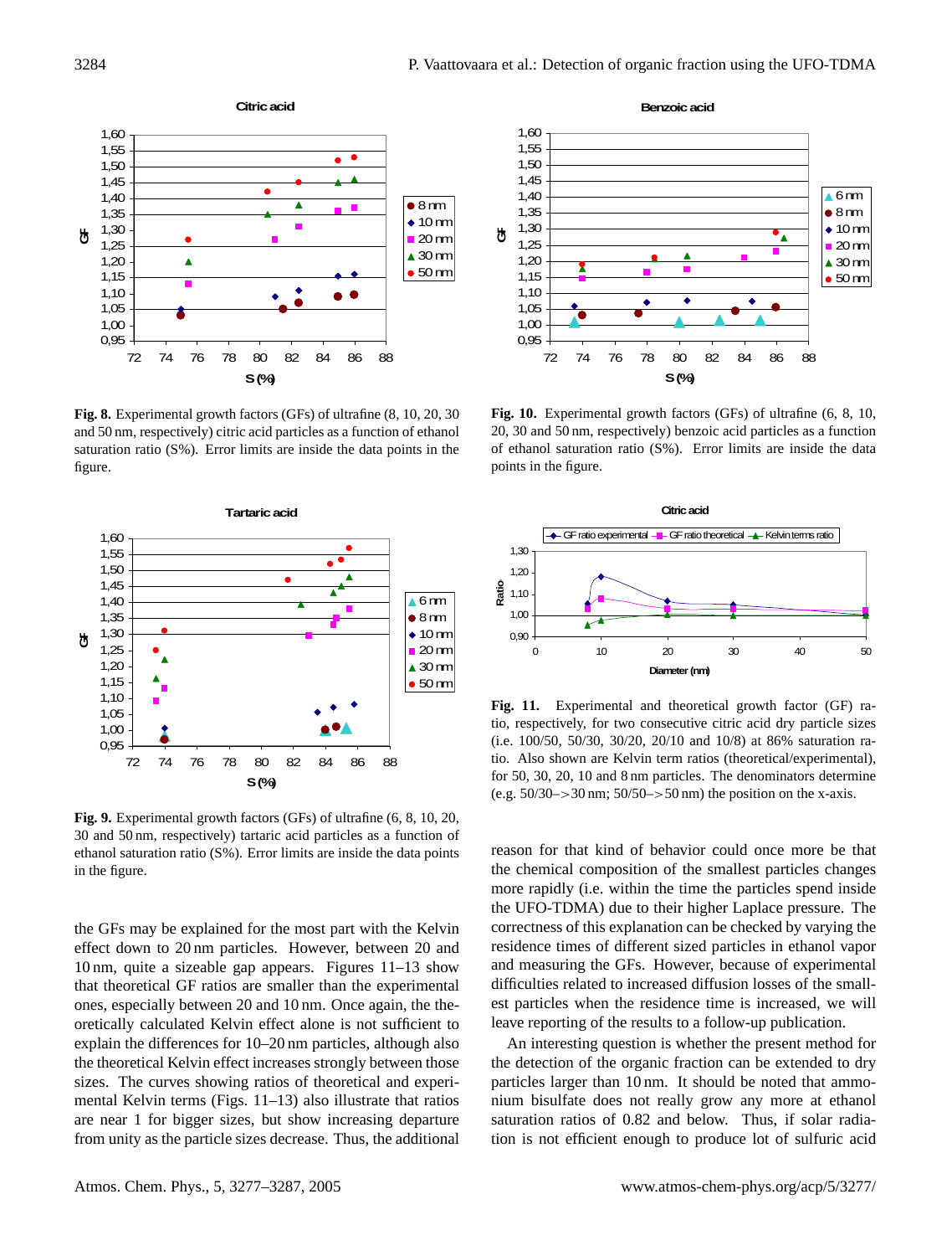**Fig. 8.** Experimental growth factors (GFs) of ultrafine (8, 10, 20, 30 and 50 nm, respectively) citric acid particles as a function of ethanol saturation ratio (S%). Error limits are inside the data points in the figure.

**Fig. 10.** Experimental growth factors (GFs) of ultrafine (6, 8, 10, 20, 30 and 50 nm, respectively) benzoic acid particles as a function of ethanol saturation ratio (S%). Error limits are inside the data points in the figure.

**Fig. 9.** Experimental growth factors (GFs) of ultrafine (6, 8, 10, 20, 30 and 50 nm, respectively) tartaric acid particles as a function of ethanol saturation ratio (S%). Error limits are inside the data points in the figure.

**Fig. 11.** Experimental and theoretical growth factor (GF) ratio, respectively, for two consecutive citric acid dry particle sizes (i.e. 100/50, 50/30, 30/20, 20/10 and 10/8) at 86% saturation ratio. Also shown are Kelvin term ratios (theoretical/experimental), for 50, 30, 20, 10 and 8 nm particles. The denominators determine (e.g. 50/30–>30 nm; 50/50–>50 nm) the position on the x-axis.

the GFs may be explained for the most part with the Kelvin effect down to 20 nm particles. However, between 20 and 10 nm, quite a sizeable gap appears. Figures 11–13 show that theoretical GF ratios are smaller than the experimental ones, especially between 20 and 10 nm. Once again, the theoretically calculated Kelvin effect alone is not sufficient to explain the differences for 10–20 nm particles, although also the theoretical Kelvin effect increases strongly between those sizes. The curves showing ratios of theoretical and experimental Kelvin terms (Figs. 11–13) also illustrate that ratios are near 1 for bigger sizes, but show increasing departure from unity as the particle sizes decrease. Thus, the additional reason for that kind of behavior could once more be that the chemical composition of the smallest particles changes more rapidly (i.e. within the time the particles spend inside the UFO-TDMA) due to their higher Laplace pressure. The correctness of this explanation can be checked by varying the residence times of different sized particles in ethanol vapor and measuring the GFs. However, because of experimental difficulties related to increased diffusion losses of the smallest particles when the residence time is increased, we will leave reporting of the results to a follow-up publication.

An interesting question is whether the present method for the detection of the organic fraction can be extended to dry particles larger than 10 nm. It should be noted that ammonium bisulfate does not really grow any more at ethanol saturation ratios of 0.82 and below. Thus, if solar radiation is not efficient enough to produce lot of sulfuric acid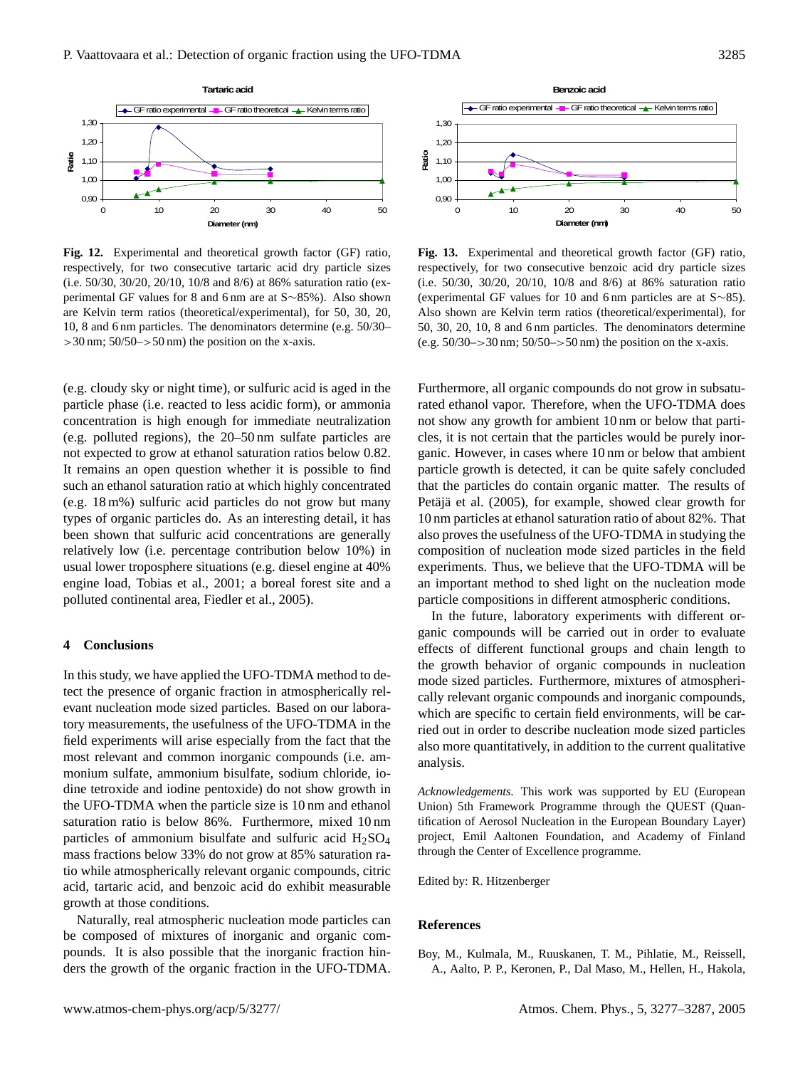**Fig. 12.** Experimental and theoretical growth factor (GF) ratio, respectively, for two consecutive tartaric acid dry particle sizes (i.e. 50/30, 30/20, 20/10, 10/8 and 8/6) at 86% saturation ratio (experimental GF values for 8 and 6 nm are at S∼85%). Also shown are Kelvin term ratios (theoretical/experimental), for 50, 30, 20, 10, 8 and 6 nm particles. The denominators determine (e.g. 50/30–>30 nm; 50/50–>50 nm) the position on the x-axis.

**Fig. 13.** Experimental and theoretical growth factor (GF) ratio, respectively, for two consecutive benzoic acid dry particle sizes (i.e. 50/30, 30/20, 20/10, 10/8 and 8/6) at 86% saturation ratio (experimental GF values for 10 and 6 nm particles are at S∼85). Also shown are Kelvin term ratios (theoretical/experimental), for 50, 30, 20, 10, 8 and 6 nm particles. The denominators determine (e.g. 50/30–>30 nm; 50/50–>50 nm) the position on the x-axis.

(e.g. cloudy sky or night time), or sulfuric acid is aged in the particle phase (i.e. reacted to less acidic form), or ammonia concentration is high enough for immediate neutralization (e.g. polluted regions), the 20–50 nm sulfate particles are not expected to grow at ethanol saturation ratios below 0.82. It remains an open question whether it is possible to find such an ethanol saturation ratio at which highly concentrated (e.g. 18 m%) sulfuric acid particles do not grow but many types of organic particles do. As an interesting detail, it has been shown that sulfuric acid concentrations are generally relatively low (i.e. percentage contribution below 10%) in usual lower troposphere situations (e.g. diesel engine at 40% engine load, Tobias et al., 2001; a boreal forest site and a polluted continental area, Fiedler et al., 2005).

## 4 Conclusions

In this study, we have applied the UFO-TDMA method to detect the presence of organic fraction in atmospherically relevant nucleation mode sized particles. Based on our laboratory measurements, the usefulness of the UFO-TDMA in the field experiments will arise especially from the fact that the most relevant and common inorganic compounds (i.e. ammonium sulfate, ammonium bisulfate, sodium chloride, iodine tetroxide and iodine pentoxide) do not show growth in the UFO-TDMA when the particle size is 10 nm and ethanol saturation ratio is below 86%. Furthermore, mixed 10 nm particles of ammonium bisulfate and sulfuric acid $H_2SO_4$ mass fractions below 33% do not grow at 85% saturation ratio while atmospherically relevant organic compounds, citric acid, tartaric acid, and benzoic acid do exhibit measurable growth at those conditions.

Naturally, real atmospheric nucleation mode particles can be composed of mixtures of inorganic and organic compounds. It is also possible that the inorganic fraction hinders the growth of the organic fraction in the UFO-TDMA. Furthermore, all organic compounds do not grow in subsaturated ethanol vapor. Therefore, when the UFO-TDMA does not show any growth for ambient 10 nm or below that particles, it is not certain that the particles would be purely inorganic. However, in cases where 10 nm or below that ambient particle growth is detected, it can be quite safely concluded that the particles do contain organic matter. The results of Petäjä et al. (2005), for example, showed clear growth for 10 nm particles at ethanol saturation ratio of about 82%. That also proves the usefulness of the UFO-TDMA in studying the composition of nucleation mode sized particles in the field experiments. Thus, we believe that the UFO-TDMA will be an important method to shed light on the nucleation mode particle compositions in different atmospheric conditions.

In the future, laboratory experiments with different organic compounds will be carried out in order to evaluate effects of different functional groups and chain length to the growth behavior of organic compounds in nucleation mode sized particles. Furthermore, mixtures of atmospherically relevant organic compounds and inorganic compounds, which are specific to certain field environments, will be carried out in order to describe nucleation mode sized particles also more quantitatively, in addition to the current qualitative analysis.

*Acknowledgements.* This work was supported by EU (European Union) 5th Framework Programme through the QUEST (Quantification of Aerosol Nucleation in the European Boundary Layer) project, Emil Aaltonen Foundation, and Academy of Finland through the Center of Excellence programme.

Edited by: R. Hitzenberger

## References

Boy, M., Kulmala, M., Ruuskanen, T. M., Pihlatie, M., Reissell, A., Aalto, P. P., Keronen, P., Dal Maso, M., Hellen, H., Hakola,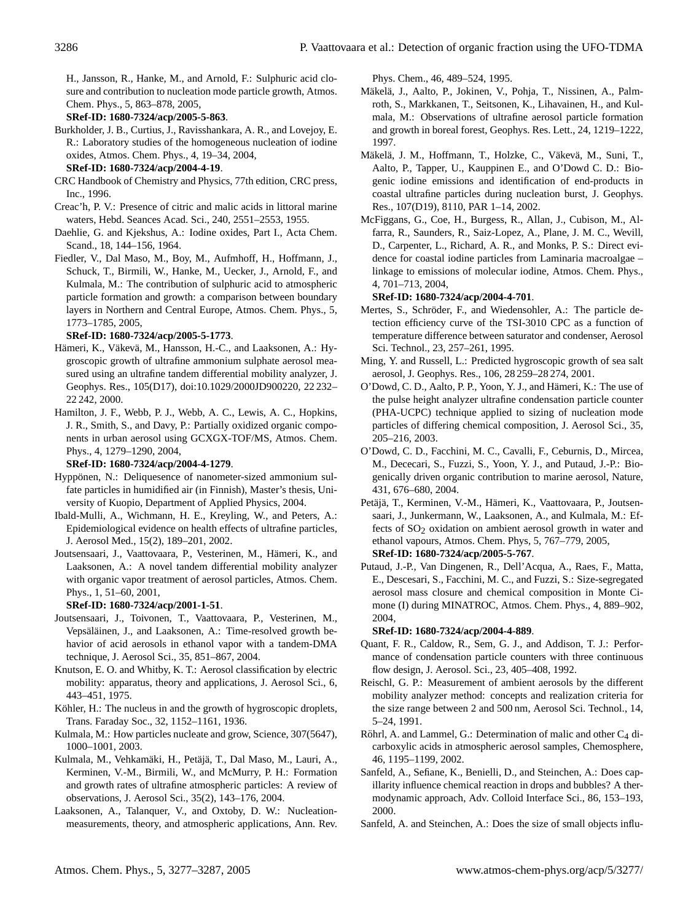H., Jansson, R., Hanke, M., and Arnold, F.: Sulphuric acid closure and contribution to nucleation mode particle growth, Atmos. Chem. Phys., 5, 863–878, 2005,
**SRef-ID: 1680-7324/acp/2005-5-863**.

Burkholder, J. B., Curtius, J., Ravisshankara, A. R., and Lovejoy, E. R.: Laboratory studies of the homogeneous nucleation of iodine oxides, Atmos. Chem. Phys., 4, 19–34, 2004,
**SRef-ID: 1680-7324/acp/2004-4-19**.

CRC Handbook of Chemistry and Physics, 77th edition, CRC press, Inc., 1996.

Creac'h, P. V.: Presence of citric and malic acids in littoral marine waters, Hebd. Seances Acad. Sci., 240, 2551–2553, 1955.

Daehlie, G. and Kjekshus, A.: Iodine oxides, Part I., Acta Chem. Scand., 18, 144–156, 1964.

Fiedler, V., Dal Maso, M., Boy, M., Aufmhoff, H., Hoffmann, J., Schuck, T., Birmili, W., Hanke, M., Uecker, J., Arnold, F., and Kulmala, M.: The contribution of sulphuric acid to atmospheric particle formation and growth: a comparison between boundary layers in Northern and Central Europe, Atmos. Chem. Phys., 5, 1773–1785, 2005,
**SRef-ID: 1680-7324/acp/2005-5-1773**.

Hämeri, K., Väkevä, M., Hansson, H.-C., and Laaksonen, A.: Hygroscopic growth of ultrafine ammonium sulphate aerosol measured using an ultrafine tandem differential mobility analyzer, J. Geophys. Res., 105(D17), doi:10.1029/2000JD900220, 22 232–22 242, 2000.

Hamilton, J. F., Webb, P. J., Webb, A. C., Lewis, A. C., Hopkins, J. R., Smith, S., and Davy, P.: Partially oxidized organic components in urban aerosol using GCXGX-TOF/MS, Atmos. Chem. Phys., 4, 1279–1290, 2004,
**SRef-ID: 1680-7324/acp/2004-4-1279**.

Hyppönen, N.: Deliquesence of nanometer-sized ammonium sulfate particles in humidified air (in Finnish), Master's thesis, University of Kuopio, Department of Applied Physics, 2004.

Ibald-Mulli, A., Wichmann, H. E., Kreyling, W., and Peters, A.: Epidemiological evidence on health effects of ultrafine particles, J. Aerosol Med., 15(2), 189–201, 2002.

Joutsensaari, J., Vaattovaara, P., Vesterinen, M., Hämeri, K., and Laaksonen, A.: A novel tandem differential mobility analyzer with organic vapor treatment of aerosol particles, Atmos. Chem. Phys., 1, 51–60, 2001,
**SRef-ID: 1680-7324/acp/2001-1-51**.

Joutsensaari, J., Toivonen, T., Vaattovaara, P., Vesterinen, M., Vepsäläinen, J., and Laaksonen, A.: Time-resolved growth behavior of acid aerosols in ethanol vapor with a tandem-DMA technique, J. Aerosol Sci., 35, 851–867, 2004.

Knutson, E. O. and Whitby, K. T.: Aerosol classification by electric mobility: apparatus, theory and applications, J. Aerosol Sci., 6, 443–451, 1975.

Köhler, H.: The nucleus in and the growth of hygroscopic droplets, Trans. Faraday Soc., 32, 1152–1161, 1936.

Kulmala, M.: How particles nucleate and grow, Science, 307(5647), 1000–1001, 2003.

Kulmala, M., Vehkamäki, H., Petäjä, T., Dal Maso, M., Lauri, A., Kerminen, V.-M., Birmili, W., and McMurry, P. H.: Formation and growth rates of ultrafine atmospheric particles: A review of observations, J. Aerosol Sci., 35(2), 143–176, 2004.

Laaksonen, A., Talanquer, V., and Oxtoby, D. W.: Nucleation-measurements, theory, and atmospheric applications, Ann. Rev. Phys. Chem., 46, 489–524, 1995.

Mäkelä, J., Aalto, P., Jokinen, V., Pohja, T., Nissinen, A., Palmroth, S., Markkanen, T., Seitsonen, K., Lihavainen, H., and Kulmala, M.: Observations of ultrafine aerosol particle formation and growth in boreal forest, Geophys. Res. Lett., 24, 1219–1222, 1997.

Mäkelä, J. M., Hoffmann, T., Holzke, C., Väkevä, M., Suni, T., Aalto, P., Tapper, U., Kauppinen E., and O'Dowd C. D.: Biogenic iodine emissions and identification of end-products in coastal ultrafine particles during nucleation burst, J. Geophys. Res., 107(D19), 8110, PAR 1–14, 2002.

McFiggans, G., Coe, H., Burgess, R., Allan, J., Cubison, M., Alfarra, R., Saunders, R., Saiz-Lopez, A., Plane, J. M. C., Wevill, D., Carpenter, L., Richard, A. R., and Monks, P. S.: Direct evidence for coastal iodine particles from Laminaria macroalgae – linkage to emissions of molecular iodine, Atmos. Chem. Phys., 4, 701–713, 2004,
**SRef-ID: 1680-7324/acp/2004-4-701**.

Mertes, S., Schröder, F., and Wiedensohler, A.: The particle detection efficiency curve of the TSI-3010 CPC as a function of temperature difference between saturator and condenser, Aerosol Sci. Technol., 23, 257–261, 1995.

Ming, Y. and Russell, L.: Predicted hygroscopic growth of sea salt aerosol, J. Geophys. Res., 106, 28 259–28 274, 2001.

O'Dowd, C. D., Aalto, P. P., Yoon, Y. J., and Hämeri, K.: The use of the pulse height analyzer ultrafine condensation particle counter (PHA-UCPC) technique applied to sizing of nucleation mode particles of differing chemical composition, J. Aerosol Sci., 35, 205–216, 2003.

O'Dowd, C. D., Facchini, M. C., Cavalli, F., Ceburnis, D., Mircea, M., Dececari, S., Fuzzi, S., Yoon, Y. J., and Putaud, J.-P.: Biogenically driven organic contribution to marine aerosol, Nature, 431, 676–680, 2004.

Petäjä, T., Kerminen, V.-M., Hämeri, K., Vaattovaara, P., Joutsensaari, J., Junkermann, W., Laaksonen, A., and Kulmala, M.: Effects of $SO_2$ oxidation on ambient aerosol growth in water and ethanol vapours, Atmos. Chem. Phys, 5, 767–779, 2005,
**SRef-ID: 1680-7324/acp/2005-5-767**.

Putaud, J.-P., Van Dingenen, R., Dell'Acqua, A., Raes, F., Matta, E., Descesari, S., Facchini, M. C., and Fuzzi, S.: Size-segregated aerosol mass closure and chemical composition in Monte Cimone (I) during MINATROC, Atmos. Chem. Phys., 4, 889–902, 2004,
**SRef-ID: 1680-7324/acp/2004-4-889**.

Quant, F. R., Caldow, R., Sem, G. J., and Addison, T. J.: Performance of condensation particle counters with three continuous flow design, J. Aerosol. Sci., 23, 405–408, 1992.

Reischl, G. P.: Measurement of ambient aerosols by the different mobility analyzer method: concepts and realization criteria for the size range between 2 and 500 nm, Aerosol Sci. Technol., 14, 5–24, 1991.

Röhrl, A. and Lammel, G.: Determination of malic and other $C_4$ dicarboxylic acids in atmospheric aerosol samples, Chemosphere, 46, 1195–1199, 2002.

Sanfeld, A., Sefiane, K., Benielli, D., and Steinchen, A.: Does capillarity influence chemical reaction in drops and bubbles? A thermodynamic approach, Adv. Colloid Interface Sci., 86, 153–193, 2000.

Sanfeld, A. and Steinchen, A.: Does the size of small objects influ-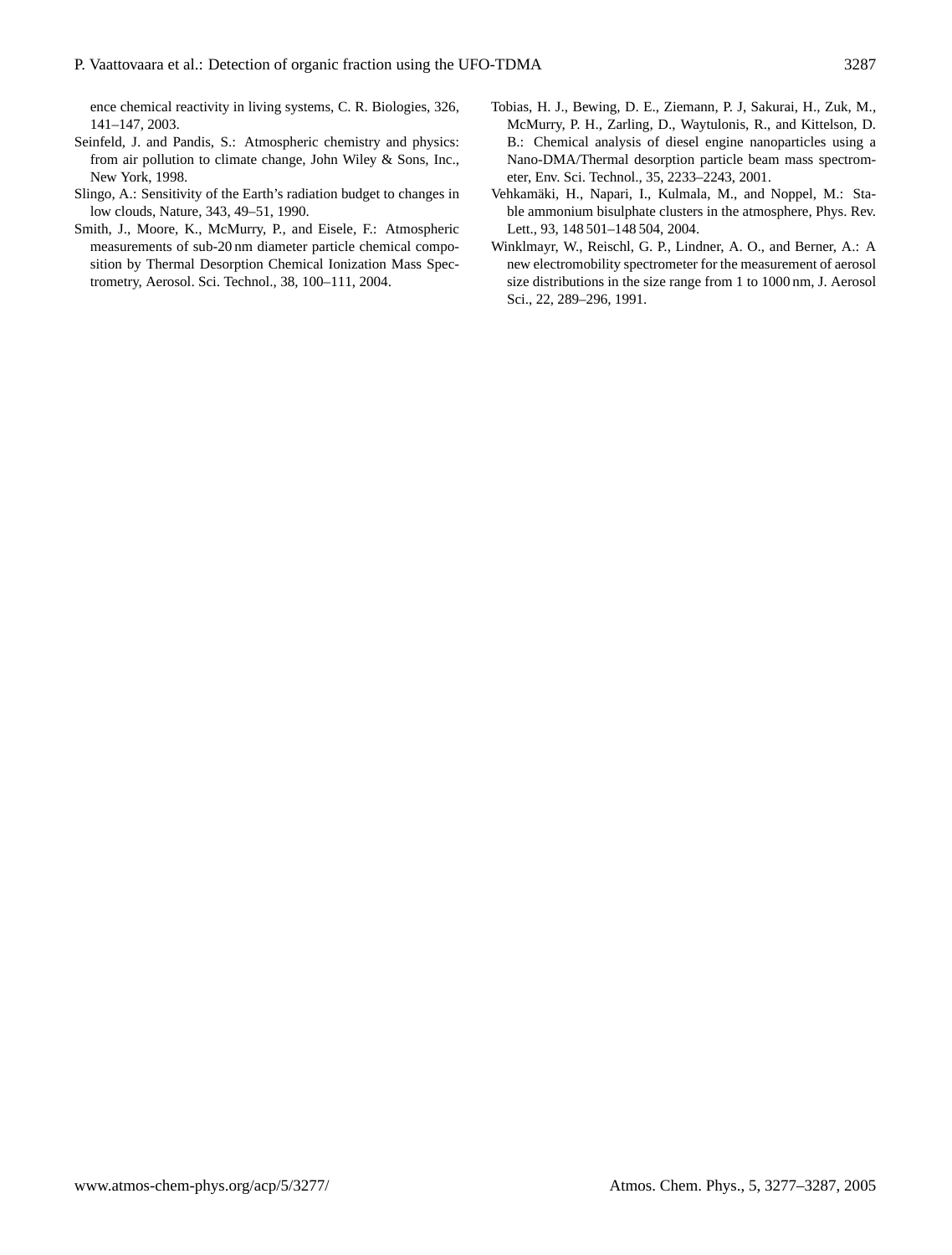ence chemical reactivity in living systems, C. R. Biologies, 326, 141–147, 2003.

Seinfeld, J. and Pandis, S.: Atmospheric chemistry and physics: from air pollution to climate change, John Wiley & Sons, Inc., New York, 1998.

Slingo, A.: Sensitivity of the Earth's radiation budget to changes in low clouds, Nature, 343, 49–51, 1990.

Smith, J., Moore, K., McMurry, P., and Eisele, F.: Atmospheric measurements of sub-20 nm diameter particle chemical composition by Thermal Desorption Chemical Ionization Mass Spectrometry, Aerosol. Sci. Technol., 38, 100–111, 2004.

Tobias, H. J., Bewing, D. E., Ziemann, P. J, Sakurai, H., Zuk, M., McMurry, P. H., Zarling, D., Waytulonis, R., and Kittelson, D. B.: Chemical analysis of diesel engine nanoparticles using a Nano-DMA/Thermal desorption particle beam mass spectrometer, Env. Sci. Technol., 35, 2233–2243, 2001.

Vehkamäki, H., Napari, I., Kulmala, M., and Noppel, M.: Stable ammonium bisulphate clusters in the atmosphere, Phys. Rev. Lett., 93, 148 501–148 504, 2004.

Winklmayr, W., Reischl, G. P., Lindner, A. O., and Berner, A.: A new electromobility spectrometer for the measurement of aerosol size distributions in the size range from 1 to 1000 nm, J. Aerosol Sci., 22, 289–296, 1991.